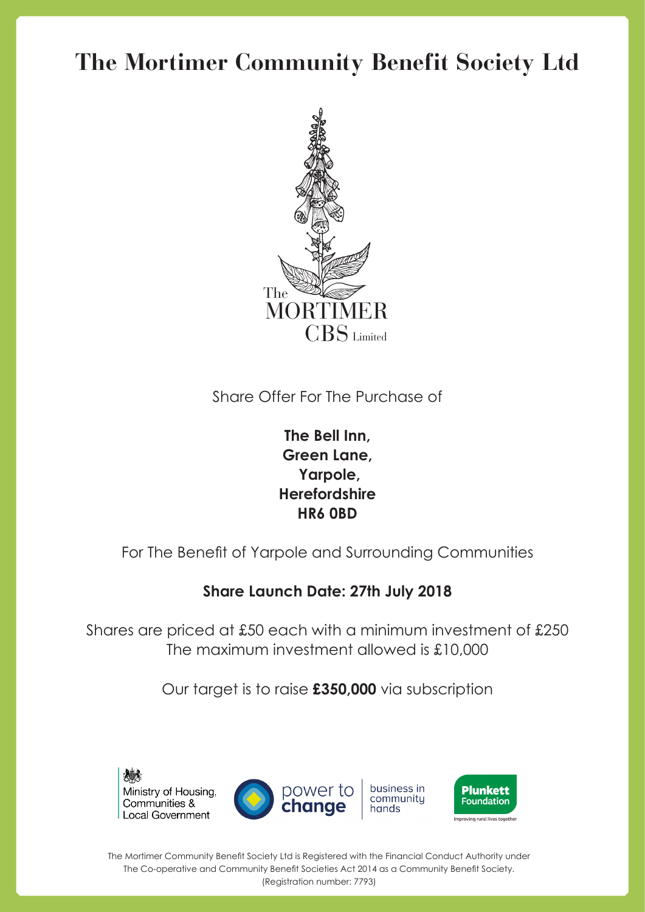# The Mortimer Community Benefit Society Ltd

The
MORTIMER
CBS Limited

Share Offer For The Purchase of

**The Bell Inn,**
**Green Lane,**
**Yarpole,**
**Herefordshire**
**HR6 0BD**

For The Benefit of Yarpole and Surrounding Communities

**Share Launch Date: 27th July 2018**

Shares are priced at £50 each with a minimum investment of £250
The maximum investment allowed is £10,000

Our target is to raise **£350,000** via subscription

Ministry of Housing, Communities & Local Government

power to change | business in community hands

Plunkett Foundation – Improving rural lives together

The Mortimer Community Benefit Society Ltd is Registered with the Financial Conduct Authority under The Co-operative and Community Benefit Societies Act 2014 as a Community Benefit Society. (Registration number: 7793)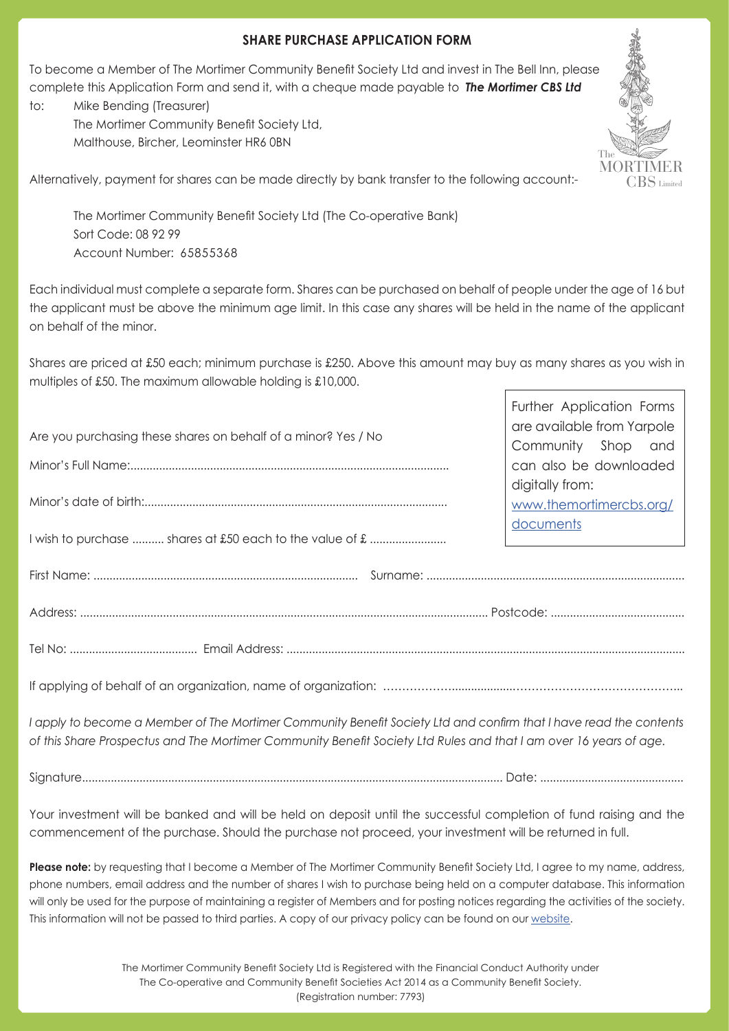## SHARE PURCHASE APPLICATION FORM

To become a Member of The Mortimer Community Benefit Society Ltd and invest in The Bell Inn, please complete this Application Form and send it, with a cheque made payable to ***The Mortimer CBS Ltd***

to: Mike Bending (Treasurer)
The Mortimer Community Benefit Society Ltd,
Malthouse, Bircher, Leominster HR6 0BN

The MORTIMER CBS Limited

Alternatively, payment for shares can be made directly by bank transfer to the following account:-

The Mortimer Community Benefit Society Ltd (The Co-operative Bank)
Sort Code: 08 92 99
Account Number: 65855368

Each individual must complete a separate form. Shares can be purchased on behalf of people under the age of 16 but the applicant must be above the minimum age limit. In this case any shares will be held in the name of the applicant on behalf of the minor.

Shares are priced at £50 each; minimum purchase is £250. Above this amount may buy as many shares as you wish in multiples of £50. The maximum allowable holding is £10,000.

Further Application Forms are available from Yarpole Community Shop and can also be downloaded digitally from: [www.themortimercbs.org/documents](www.themortimercbs.org/documents)

Are you purchasing these shares on behalf of a minor? Yes / No

Minor's Full Name:.................................................................................................

Minor's date of birth:.............................................................................................

I wish to purchase .......... shares at £50 each to the value of £ ........................

First Name: .................................................................................. Surname: ................................................................................

Address: .............................................................................................................................. Postcode: ..........................................

Tel No: ........................................ Email Address: ...........................................................................................................................

If applying of behalf of an organization, name of organization: ………………....................……………………………………...

*I apply to become a Member of The Mortimer Community Benefit Society Ltd and confirm that I have read the contents of this Share Prospectus and The Mortimer Community Benefit Society Ltd Rules and that I am over 16 years of age.*

Signature.................................................................................................................................. Date: .............................................

Your investment will be banked and will be held on deposit until the successful completion of fund raising and the commencement of the purchase. Should the purchase not proceed, your investment will be returned in full.

**Please note:** by requesting that I become a Member of The Mortimer Community Benefit Society Ltd, I agree to my name, address, phone numbers, email address and the number of shares I wish to purchase being held on a computer database. This information will only be used for the purpose of maintaining a register of Members and for posting notices regarding the activities of the society. This information will not be passed to third parties. A copy of our privacy policy can be found on our website.

The Mortimer Community Benefit Society Ltd is Registered with the Financial Conduct Authority under
The Co-operative and Community Benefit Societies Act 2014 as a Community Benefit Society.
(Registration number: 7793)